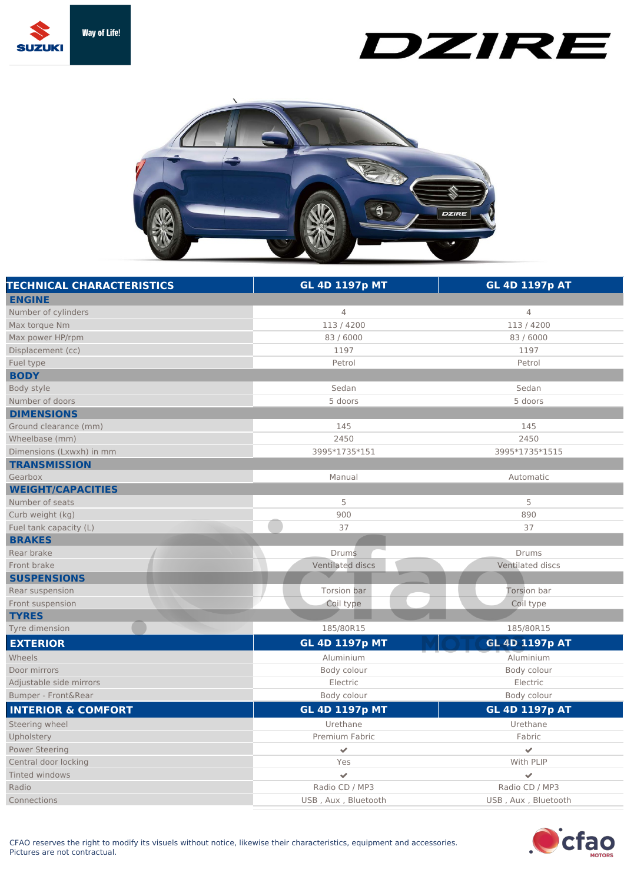# SUZUKI Way of Life!

# DZIRE

| TECHNICAL CHARACTERISTICS | GL 4D 1197p MT | GL 4D 1197p AT |
|---|---|---|
| **ENGINE** | | |
| Number of cylinders | 4 | 4 |
| Max torque Nm | 113 / 4200 | 113 / 4200 |
| Max power HP/rpm | 83 / 6000 | 83 / 6000 |
| Displacement (cc) | 1197 | 1197 |
| Fuel type | Petrol | Petrol |
| **BODY** | | |
| Body style | Sedan | Sedan |
| Number of doors | 5 doors | 5 doors |
| **DIMENSIONS** | | |
| Ground clearance (mm) | 145 | 145 |
| Wheelbase (mm) | 2450 | 2450 |
| Dimensions (Lxwxh) in mm | 3995*1735*151 | 3995*1735*1515 |
| **TRANSMISSION** | | |
| Gearbox | Manual | Automatic |
| **WEIGHT/CAPACITIES** | | |
| Number of seats | 5 | 5 |
| Curb weight (kg) | 900 | 890 |
| Fuel tank capacity (L) | 37 | 37 |
| **BRAKES** | | |
| Rear brake | Drums | Drums |
| Front brake | Ventilated discs | Ventilated discs |
| **SUSPENSIONS** | | |
| Rear suspension | Torsion bar | Torsion bar |
| Front suspension | Coil type | Coil type |
| **TYRES** | | |
| Tyre dimension | 185/80R15 | 185/80R15 |

| EXTERIOR | GL 4D 1197p MT | GL 4D 1197p AT |
|---|---|---|
| Wheels | Aluminium | Aluminium |
| Door mirrors | Body colour | Body colour |
| Adjustable side mirrors | Electric | Electric |
| Bumper - Front&Rear | Body colour | Body colour |

| INTERIOR & COMFORT | GL 4D 1197p MT | GL 4D 1197p AT |
|---|---|---|
| Steering wheel | Urethane | Urethane |
| Upholstery | Premium Fabric | Fabric |
| Power Steering | ✔ | ✔ |
| Central door locking | Yes | With PLIP |
| Tinted windows | ✔ | ✔ |
| Radio | Radio CD / MP3 | Radio CD / MP3 |
| Connections | USB , Aux , Bluetooth | USB , Aux , Bluetooth |

CFAO reserves the right to modify its visuals without notice, likewise their characteristics, equipment and accessories.
Pictures are not contractual.

cfao MOTORS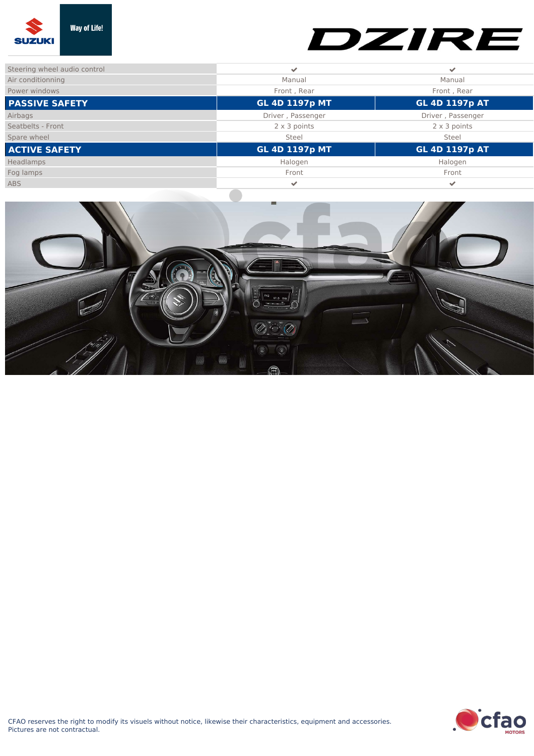| | GL 4D 1197p MT | GL 4D 1197p AT |
|---|---|---|
| Steering wheel audio control | ✔ | ✔ |
| Air conditionning | Manual | Manual |
| Power windows | Front , Rear | Front , Rear |
| **PASSIVE SAFETY** | **GL 4D 1197p MT** | **GL 4D 1197p AT** |
| Airbags | Driver , Passenger | Driver , Passenger |
| Seatbelts - Front | 2 x 3 points | 2 x 3 points |
| Spare wheel | Steel | Steel |
| **ACTIVE SAFETY** | **GL 4D 1197p MT** | **GL 4D 1197p AT** |
| Headlamps | Halogen | Halogen |
| Fog lamps | Front | Front |
| ABS | ✔ | ✔ |

CFAO reserves the right to modify its visuels without notice, likewise their characteristics, equipment and accessories.
Pictures are not contractual.